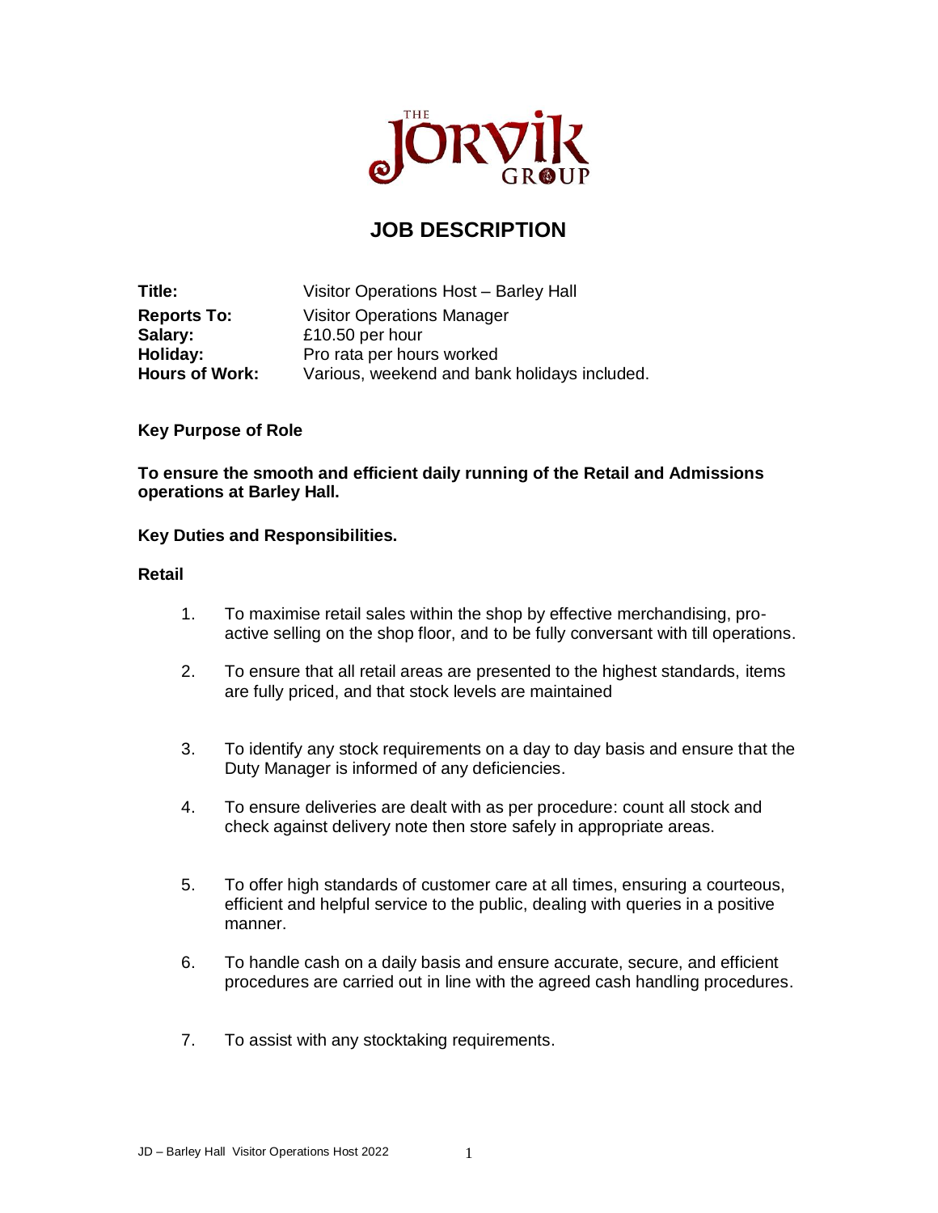THE JORVIK GROUP

# JOB DESCRIPTION

| | |
|---|---|
| **Title:** | Visitor Operations Host – Barley Hall |
| **Reports To:** | Visitor Operations Manager |
| **Salary:** | £10.50 per hour |
| **Holiday:** | Pro rata per hours worked |
| **Hours of Work:** | Various, weekend and bank holidays included. |

**Key Purpose of Role**

**To ensure the smooth and efficient daily running of the Retail and Admissions operations at Barley Hall.**

**Key Duties and Responsibilities.**

**Retail**

1. To maximise retail sales within the shop by effective merchandising, pro-active selling on the shop floor, and to be fully conversant with till operations.

2. To ensure that all retail areas are presented to the highest standards, items are fully priced, and that stock levels are maintained

3. To identify any stock requirements on a day to day basis and ensure that the Duty Manager is informed of any deficiencies.

4. To ensure deliveries are dealt with as per procedure: count all stock and check against delivery note then store safely in appropriate areas.

5. To offer high standards of customer care at all times, ensuring a courteous, efficient and helpful service to the public, dealing with queries in a positive manner.

6. To handle cash on a daily basis and ensure accurate, secure, and efficient procedures are carried out in line with the agreed cash handling procedures.

7. To assist with any stocktaking requirements.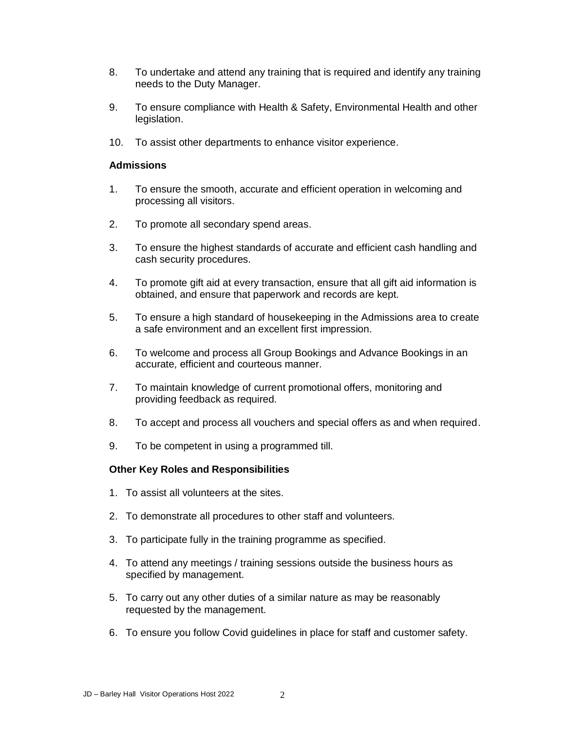8. To undertake and attend any training that is required and identify any training needs to the Duty Manager.

9. To ensure compliance with Health & Safety, Environmental Health and other legislation.

10. To assist other departments to enhance visitor experience.

**Admissions**

1. To ensure the smooth, accurate and efficient operation in welcoming and processing all visitors.

2. To promote all secondary spend areas.

3. To ensure the highest standards of accurate and efficient cash handling and cash security procedures.

4. To promote gift aid at every transaction, ensure that all gift aid information is obtained, and ensure that paperwork and records are kept.

5. To ensure a high standard of housekeeping in the Admissions area to create a safe environment and an excellent first impression.

6. To welcome and process all Group Bookings and Advance Bookings in an accurate, efficient and courteous manner.

7. To maintain knowledge of current promotional offers, monitoring and providing feedback as required.

8. To accept and process all vouchers and special offers as and when required.

9. To be competent in using a programmed till.

**Other Key Roles and Responsibilities**

1. To assist all volunteers at the sites.

2. To demonstrate all procedures to other staff and volunteers.

3. To participate fully in the training programme as specified.

4. To attend any meetings / training sessions outside the business hours as specified by management.

5. To carry out any other duties of a similar nature as may be reasonably requested by the management.

6. To ensure you follow Covid guidelines in place for staff and customer safety.